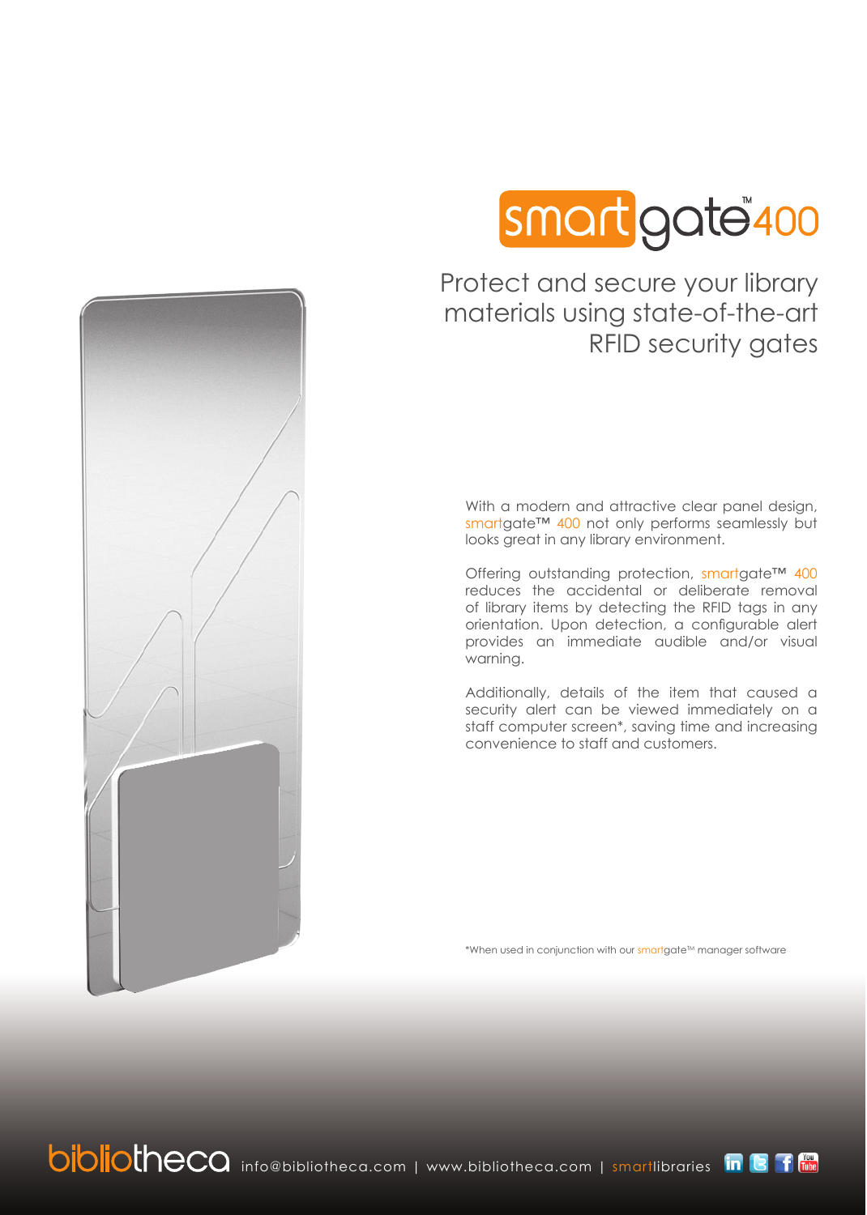# smartgate™ 400

## Protect and secure your library materials using state-of-the-art RFID security gates

With a modern and attractive clear panel design, smartgate™ 400 not only performs seamlessly but looks great in any library environment.

Offering outstanding protection, smartgate™ 400 reduces the accidental or deliberate removal of library items by detecting the RFID tags in any orientation. Upon detection, a configurable alert provides an immediate audible and/or visual warning.

Additionally, details of the item that caused a security alert can be viewed immediately on a staff computer screen*, saving time and increasing convenience to staff and customers.

*When used in conjunction with our smartgate™ manager software

bibliotheca info@bibliotheca.com | www.bibliotheca.com | smartlibraries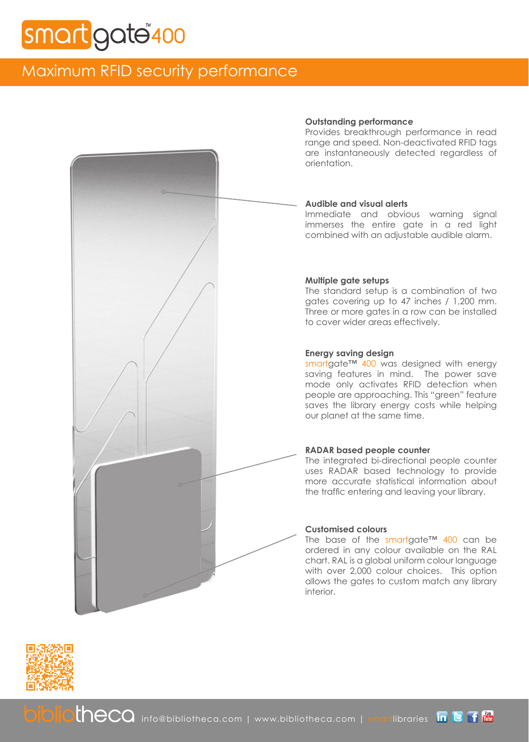# smartgate™400

## Maximum RFID security performance

**Outstanding performance**
Provides breakthrough performance in read range and speed. Non-deactivated RFID tags are instantaneously detected regardless of orientation.

**Audible and visual alerts**
Immediate and obvious warning signal immerses the entire gate in a red light combined with an adjustable audible alarm.

**Multiple gate setups**
The standard setup is a combination of two gates covering up to 47 inches / 1,200 mm. Three or more gates in a row can be installed to cover wider areas effectively.

**Energy saving design**
smartgate™ 400 was designed with energy saving features in mind. The power save mode only activates RFID detection when people are approaching. This "green" feature saves the library energy costs while helping our planet at the same time.

**RADAR based people counter**
The integrated bi-directional people counter uses RADAR based technology to provide more accurate statistical information about the traffic entering and leaving your library.

**Customised colours**
The base of the smartgate™ 400 can be ordered in any colour available on the RAL chart. RAL is a global uniform colour language with over 2,000 colour choices. This option allows the gates to custom match any library interior.

bibliotheca info@bibliotheca.com | www.bibliotheca.com | smartlibraries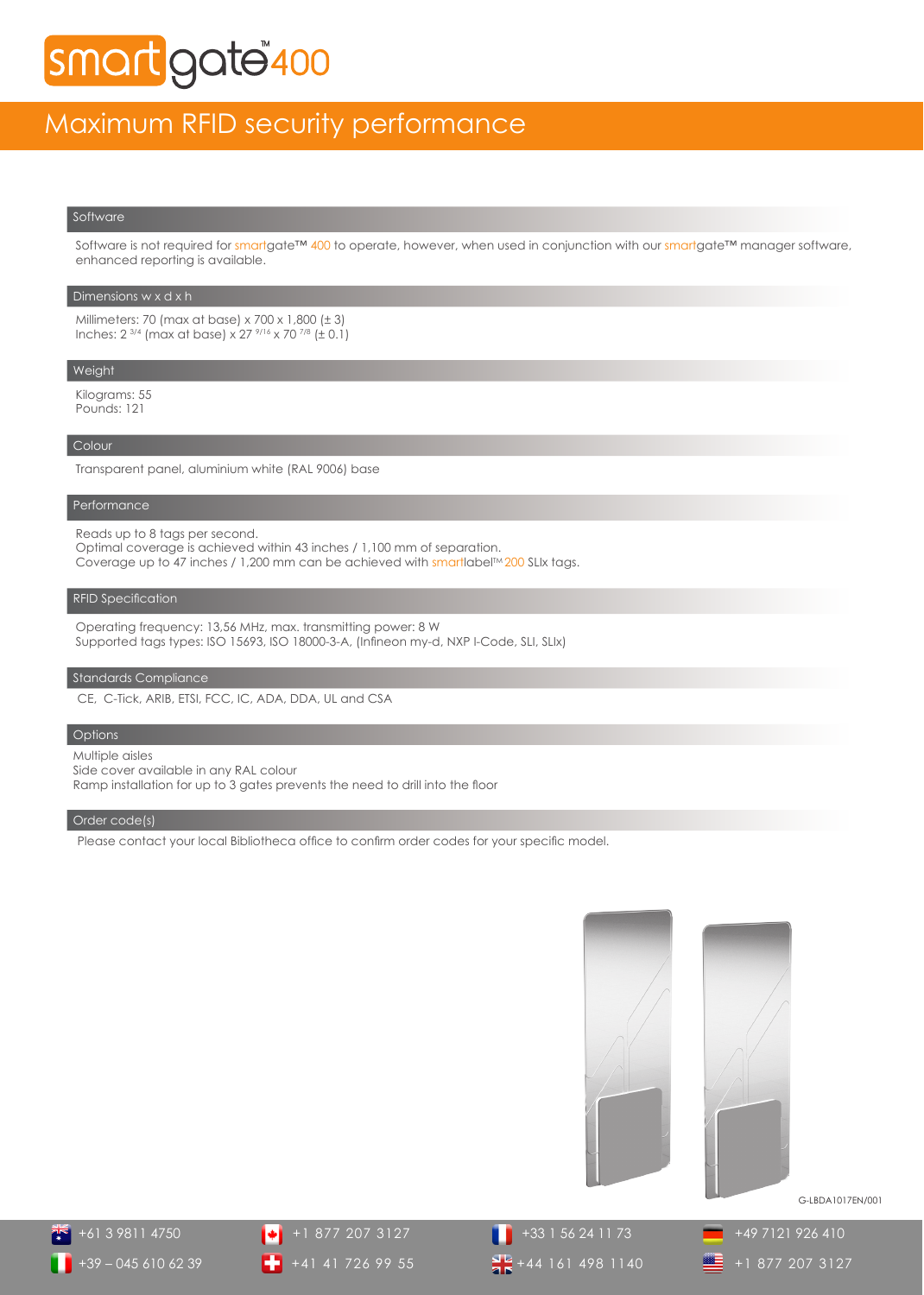# smartgate™400

## Maximum RFID security performance

### Software

Software is not required for smartgate™ 400 to operate, however, when used in conjunction with our smartgate™ manager software, enhanced reporting is available.

### Dimensions w x d x h

Millimeters: 70 (max at base) x 700 x 1,800 (± 3)
Inches: 2 3/4 (max at base) x 27 9/16 x 70 7/8 (± 0.1)

### Weight

Kilograms: 55
Pounds: 121

### Colour

Transparent panel, aluminium white (RAL 9006) base

### Performance

Reads up to 8 tags per second.
Optimal coverage is achieved within 43 inches / 1,100 mm of separation.
Coverage up to 47 inches / 1,200 mm can be achieved with smartlabel™ 200 SLIx tags.

### RFID Specification

Operating frequency: 13,56 MHz, max. transmitting power: 8 W
Supported tags types: ISO 15693, ISO 18000-3-A, (Infineon my-d, NXP I-Code, SLI, SLIx)

### Standards Compliance

CE, C-Tick, ARIB, ETSI, FCC, IC, ADA, DDA, UL and CSA

### Options

Multiple aisles
Side cover available in any RAL colour
Ramp installation for up to 3 gates prevents the need to drill into the floor

### Order code(s)

Please contact your local Bibliotheca office to confirm order codes for your specific model.

G-LBDA1017EN/001

+61 3 9811 4750
+1 877 207 3127
+33 1 56 24 11 73
+49 7121 926 410
+39 – 045 610 62 39
+41 41 726 99 55
+44 161 498 1140
+1 877 207 3127